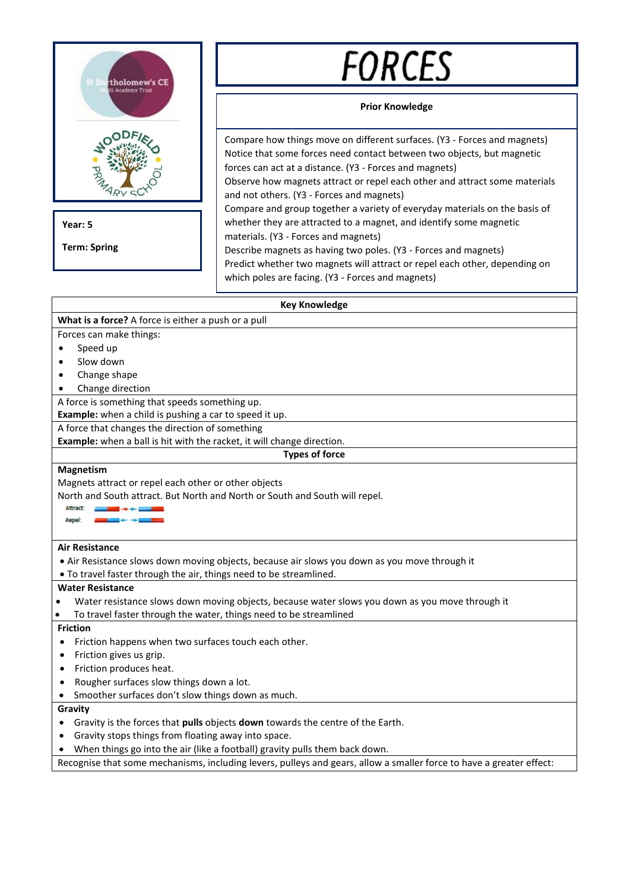St Bartholomew's CE Multi Academy Trust

Woodfield Primary School

**Year:** 5

**Term:** Spring

# FORCES

**Prior Knowledge**

Compare how things move on different surfaces. (Y3 - Forces and magnets)
Notice that some forces need contact between two objects, but magnetic forces can act at a distance. (Y3 - Forces and magnets)
Observe how magnets attract or repel each other and attract some materials and not others. (Y3 - Forces and magnets)
Compare and group together a variety of everyday materials on the basis of whether they are attracted to a magnet, and identify some magnetic materials. (Y3 - Forces and magnets)
Describe magnets as having two poles. (Y3 - Forces and magnets)
Predict whether two magnets will attract or repel each other, depending on which poles are facing. (Y3 - Forces and magnets)

## Key Knowledge

**What is a force?** A force is either a push or a pull

Forces can make things:

- Speed up
- Slow down
- Change shape
- Change direction

A force is something that speeds something up.
**Example:** when a child is pushing a car to speed it up.

A force that changes the direction of something
**Example:** when a ball is hit with the racket, it will change direction.

## Types of force

**Magnetism**

Magnets attract or repel each other or other objects
North and South attract. But North and North or South and South will repel.

Attract:

Repel:

**Air Resistance**

- Air Resistance slows down moving objects, because air slows you down as you move through it
- To travel faster through the air, things need to be streamlined.

**Water Resistance**

- Water resistance slows down moving objects, because water slows you down as you move through it
- To travel faster through the water, things need to be streamlined

**Friction**

- Friction happens when two surfaces touch each other.
- Friction gives us grip.
- Friction produces heat.
- Rougher surfaces slow things down a lot.
- Smoother surfaces don't slow things down as much.

**Gravity**

- Gravity is the forces that **pulls** objects **down** towards the centre of the Earth.
- Gravity stops things from floating away into space.
- When things go into the air (like a football) gravity pulls them back down.

Recognise that some mechanisms, including levers, pulleys and gears, allow a smaller force to have a greater effect: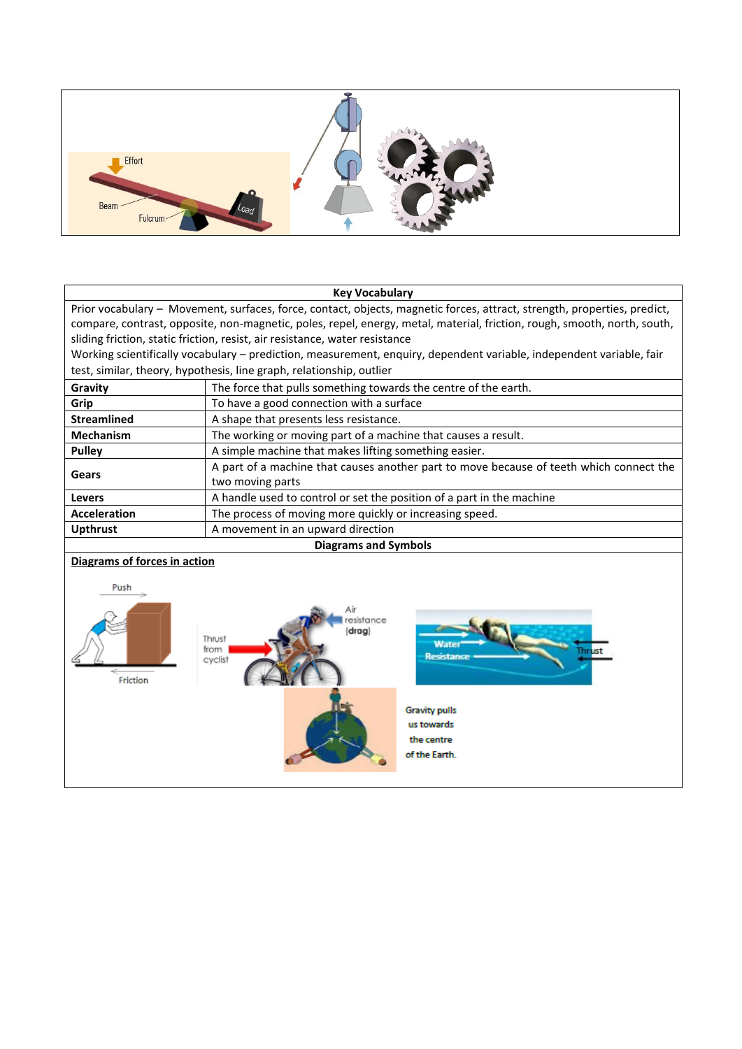| Key Vocabulary | |
|---|---|
| Prior vocabulary – Movement, surfaces, force, contact, objects, magnetic forces, attract, strength, properties, predict, compare, contrast, opposite, non-magnetic, poles, repel, energy, metal, material, friction, rough, smooth, north, south, sliding friction, static friction, resist, air resistance, water resistance<br>Working scientifically vocabulary – prediction, measurement, enquiry, dependent variable, independent variable, fair test, similar, theory, hypothesis, line graph, relationship, outlier | |
| **Gravity** | The force that pulls something towards the centre of the earth. |
| **Grip** | To have a good connection with a surface |
| **Streamlined** | A shape that presents less resistance. |
| **Mechanism** | The working or moving part of a machine that causes a result. |
| **Pulley** | A simple machine that makes lifting something easier. |
| **Gears** | A part of a machine that causes another part to move because of teeth which connect the two moving parts |
| **Levers** | A handle used to control or set the position of a part in the machine |
| **Acceleration** | The process of moving more quickly or increasing speed. |
| **Upthrust** | A movement in an upward direction |

**Diagrams and Symbols**

**Diagrams of forces in action**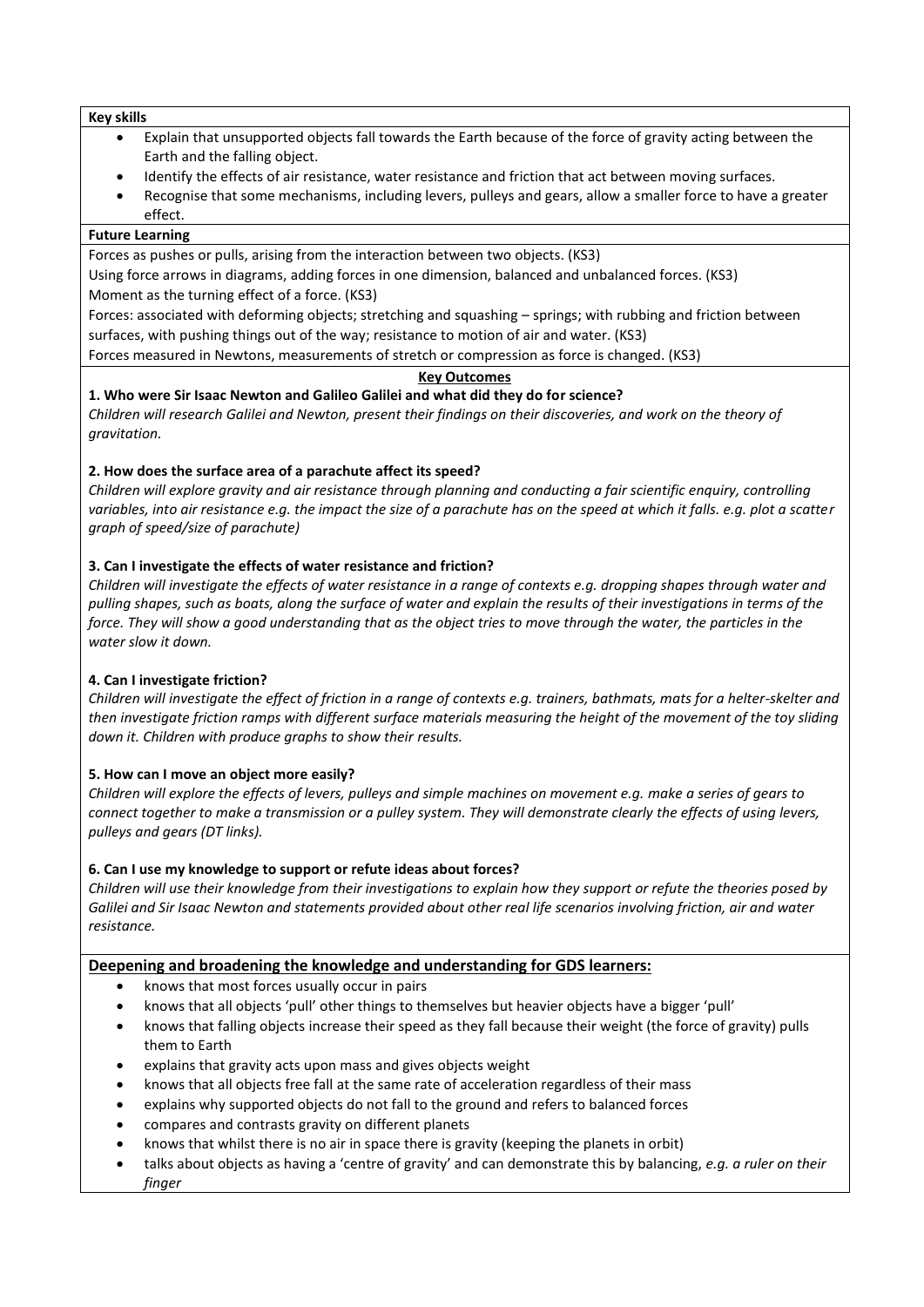**Key skills**

- Explain that unsupported objects fall towards the Earth because of the force of gravity acting between the Earth and the falling object.
- Identify the effects of air resistance, water resistance and friction that act between moving surfaces.
- Recognise that some mechanisms, including levers, pulleys and gears, allow a smaller force to have a greater effect.

**Future Learning**

Forces as pushes or pulls, arising from the interaction between two objects. (KS3)

Using force arrows in diagrams, adding forces in one dimension, balanced and unbalanced forces. (KS3)

Moment as the turning effect of a force. (KS3)

Forces: associated with deforming objects; stretching and squashing – springs; with rubbing and friction between surfaces, with pushing things out of the way; resistance to motion of air and water. (KS3)

Forces measured in Newtons, measurements of stretch or compression as force is changed. (KS3)

**Key Outcomes**

**1. Who were Sir Isaac Newton and Galileo Galilei and what did they do for science?**

*Children will research Galilei and Newton, present their findings on their discoveries, and work on the theory of gravitation.*

**2. How does the surface area of a parachute affect its speed?**

*Children will explore gravity and air resistance through planning and conducting a fair scientific enquiry, controlling variables, into air resistance e.g. the impact the size of a parachute has on the speed at which it falls. e.g. plot a scatter graph of speed/size of parachute)*

**3. Can I investigate the effects of water resistance and friction?**

*Children will investigate the effects of water resistance in a range of contexts e.g. dropping shapes through water and pulling shapes, such as boats, along the surface of water and explain the results of their investigations in terms of the force. They will show a good understanding that as the object tries to move through the water, the particles in the water slow it down.*

**4. Can I investigate friction?**

*Children will investigate the effect of friction in a range of contexts e.g. trainers, bathmats, mats for a helter-skelter and then investigate friction ramps with different surface materials measuring the height of the movement of the toy sliding down it. Children with produce graphs to show their results.*

**5. How can I move an object more easily?**

*Children will explore the effects of levers, pulleys and simple machines on movement e.g. make a series of gears to connect together to make a transmission or a pulley system. They will demonstrate clearly the effects of using levers, pulleys and gears (DT links).*

**6. Can I use my knowledge to support or refute ideas about forces?**

*Children will use their knowledge from their investigations to explain how they support or refute the theories posed by Galilei and Sir Isaac Newton and statements provided about other real life scenarios involving friction, air and water resistance.*

**Deepening and broadening the knowledge and understanding for GDS learners:**

- knows that most forces usually occur in pairs
- knows that all objects 'pull' other things to themselves but heavier objects have a bigger 'pull'
- knows that falling objects increase their speed as they fall because their weight (the force of gravity) pulls them to Earth
- explains that gravity acts upon mass and gives objects weight
- knows that all objects free fall at the same rate of acceleration regardless of their mass
- explains why supported objects do not fall to the ground and refers to balanced forces
- compares and contrasts gravity on different planets
- knows that whilst there is no air in space there is gravity (keeping the planets in orbit)
- talks about objects as having a 'centre of gravity' and can demonstrate this by balancing, *e.g. a ruler on their finger*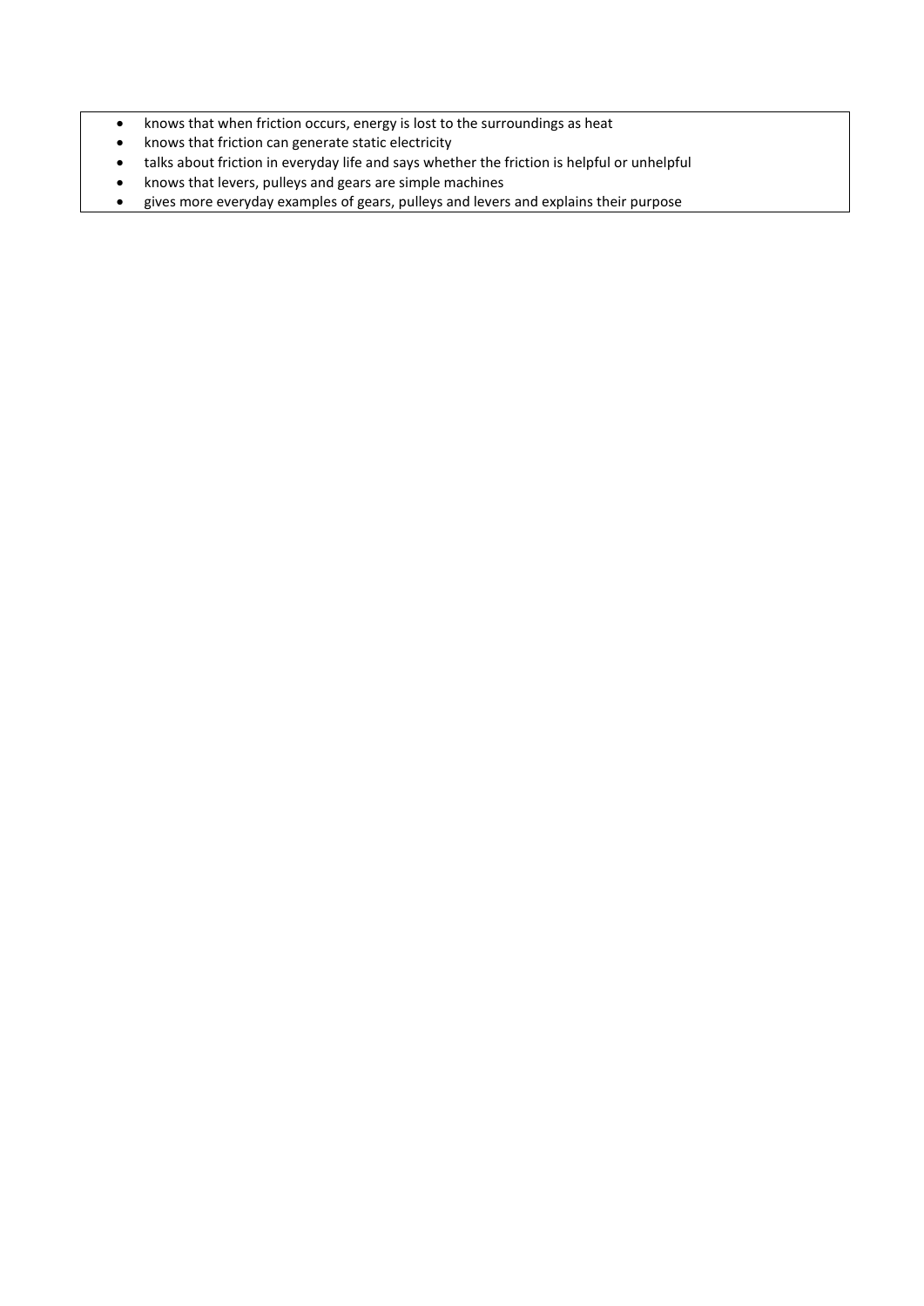- knows that when friction occurs, energy is lost to the surroundings as heat
- knows that friction can generate static electricity
- talks about friction in everyday life and says whether the friction is helpful or unhelpful
- knows that levers, pulleys and gears are simple machines
- gives more everyday examples of gears, pulleys and levers and explains their purpose